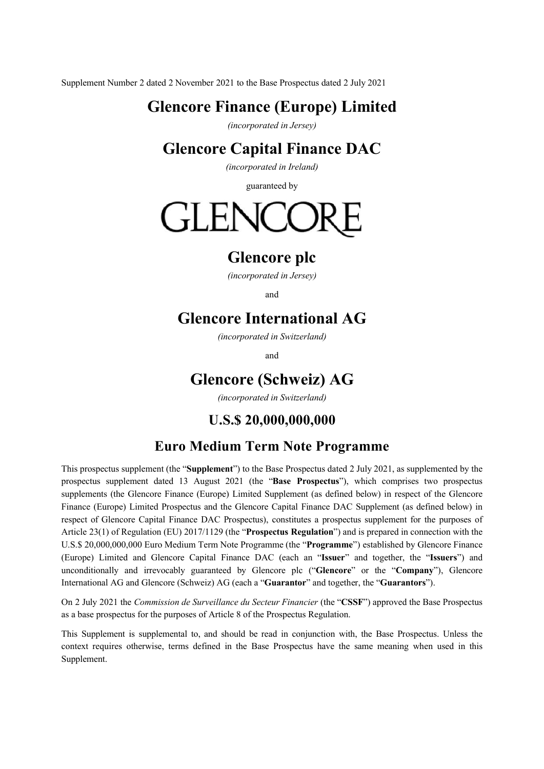Supplement Number 2 dated 2 November 2021 to the Base Prospectus dated 2 July 2021

# Glencore Finance (Europe) Limited

*(incorporated in Jersey)*

# Glencore Capital Finance DAC

*(incorporated in Ireland)*

guaranteed by

GLENCORE

# Glencore plc

*(incorporated in Jersey)*

and

# Glencore International AG

*(incorporated in Switzerland)*

and

# Glencore (Schweiz) AG

*(incorporated in Switzerland)*

## U.S.$ 20,000,000,000

## Euro Medium Term Note Programme

This prospectus supplement (the "**Supplement**") to the Base Prospectus dated 2 July 2021, as supplemented by the prospectus supplement dated 13 August 2021 (the "**Base Prospectus**"), which comprises two prospectus supplements (the Glencore Finance (Europe) Limited Supplement (as defined below) in respect of the Glencore Finance (Europe) Limited Prospectus and the Glencore Capital Finance DAC Supplement (as defined below) in respect of Glencore Capital Finance DAC Prospectus), constitutes a prospectus supplement for the purposes of Article 23(1) of Regulation (EU) 2017/1129 (the "**Prospectus Regulation**") and is prepared in connection with the U.S.$ 20,000,000,000 Euro Medium Term Note Programme (the "**Programme**") established by Glencore Finance (Europe) Limited and Glencore Capital Finance DAC (each an "**Issuer**" and together, the "**Issuers**") and unconditionally and irrevocably guaranteed by Glencore plc ("**Glencore**" or the "**Company**"), Glencore International AG and Glencore (Schweiz) AG (each a "**Guarantor**" and together, the "**Guarantors**").

On 2 July 2021 the *Commission de Surveillance du Secteur Financier* (the "**CSSF**") approved the Base Prospectus as a base prospectus for the purposes of Article 8 of the Prospectus Regulation.

This Supplement is supplemental to, and should be read in conjunction with, the Base Prospectus. Unless the context requires otherwise, terms defined in the Base Prospectus have the same meaning when used in this Supplement.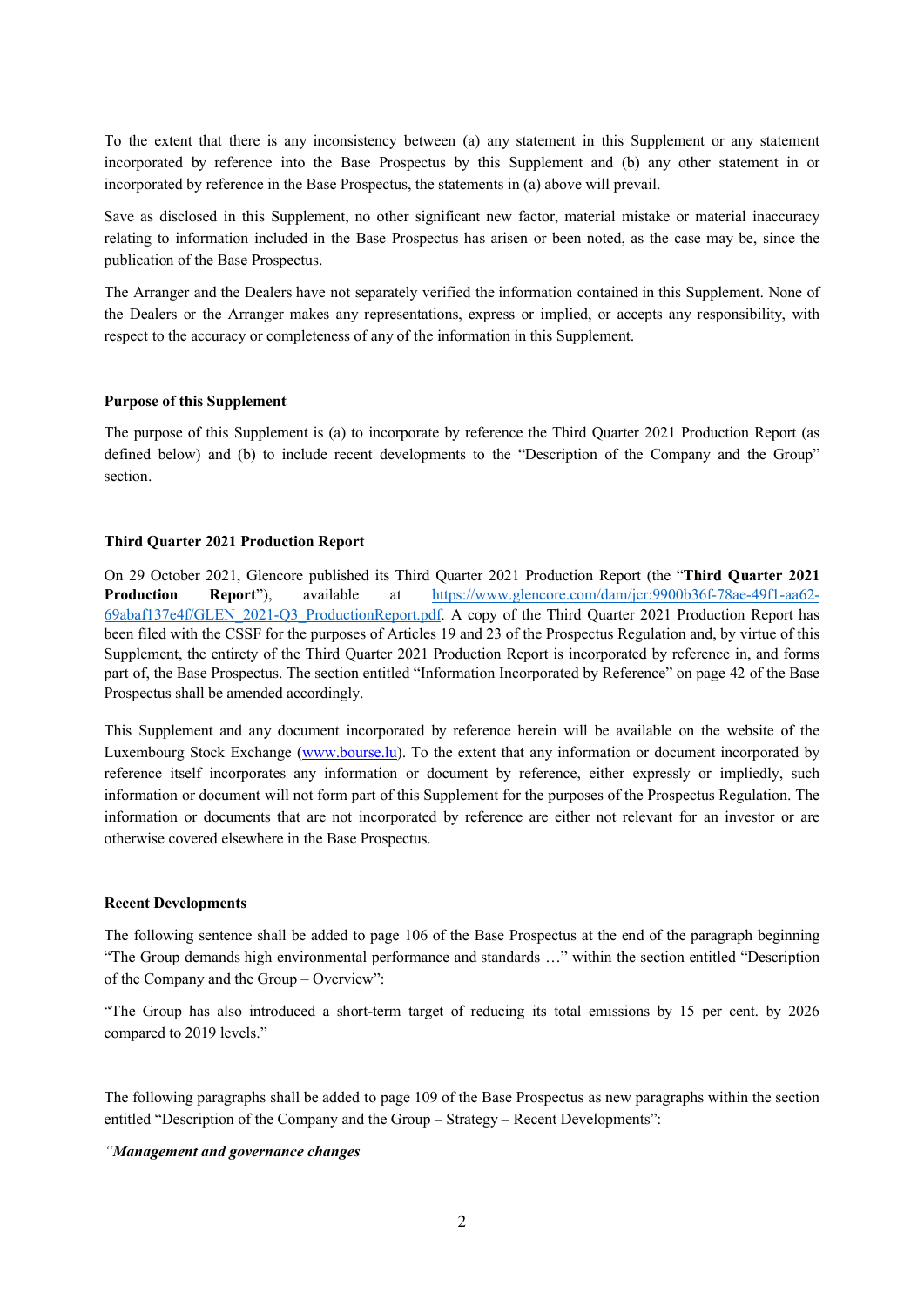To the extent that there is any inconsistency between (a) any statement in this Supplement or any statement incorporated by reference into the Base Prospectus by this Supplement and (b) any other statement in or incorporated by reference in the Base Prospectus, the statements in (a) above will prevail.

Save as disclosed in this Supplement, no other significant new factor, material mistake or material inaccuracy relating to information included in the Base Prospectus has arisen or been noted, as the case may be, since the publication of the Base Prospectus.

The Arranger and the Dealers have not separately verified the information contained in this Supplement. None of the Dealers or the Arranger makes any representations, express or implied, or accepts any responsibility, with respect to the accuracy or completeness of any of the information in this Supplement.

**Purpose of this Supplement**

The purpose of this Supplement is (a) to incorporate by reference the Third Quarter 2021 Production Report (as defined below) and (b) to include recent developments to the "Description of the Company and the Group" section.

**Third Quarter 2021 Production Report**

On 29 October 2021, Glencore published its Third Quarter 2021 Production Report (the "**Third Quarter 2021 Production Report**"), available at https://www.glencore.com/dam/jcr:9900b36f-78ae-49f1-aa62-69abaf137e4f/GLEN_2021-Q3_ProductionReport.pdf. A copy of the Third Quarter 2021 Production Report has been filed with the CSSF for the purposes of Articles 19 and 23 of the Prospectus Regulation and, by virtue of this Supplement, the entirety of the Third Quarter 2021 Production Report is incorporated by reference in, and forms part of, the Base Prospectus. The section entitled "Information Incorporated by Reference" on page 42 of the Base Prospectus shall be amended accordingly.

This Supplement and any document incorporated by reference herein will be available on the website of the Luxembourg Stock Exchange (www.bourse.lu). To the extent that any information or document incorporated by reference itself incorporates any information or document by reference, either expressly or impliedly, such information or document will not form part of this Supplement for the purposes of the Prospectus Regulation. The information or documents that are not incorporated by reference are either not relevant for an investor or are otherwise covered elsewhere in the Base Prospectus.

**Recent Developments**

The following sentence shall be added to page 106 of the Base Prospectus at the end of the paragraph beginning "The Group demands high environmental performance and standards …" within the section entitled "Description of the Company and the Group – Overview":

"The Group has also introduced a short-term target of reducing its total emissions by 15 per cent. by 2026 compared to 2019 levels."

The following paragraphs shall be added to page 109 of the Base Prospectus as new paragraphs within the section entitled "Description of the Company and the Group – Strategy – Recent Developments":

*"**Management and governance changes***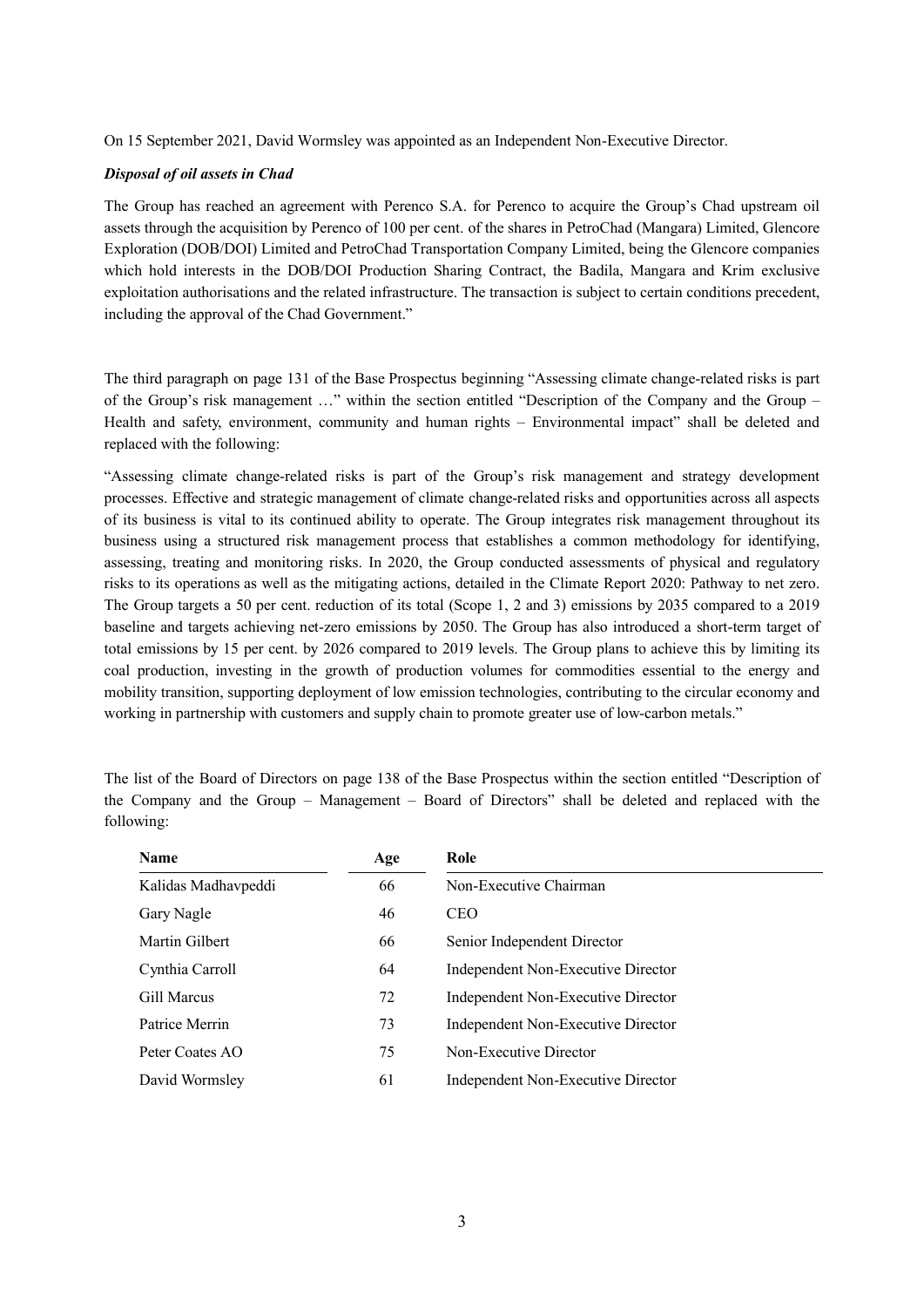On 15 September 2021, David Wormsley was appointed as an Independent Non-Executive Director.

***Disposal of oil assets in Chad***

The Group has reached an agreement with Perenco S.A. for Perenco to acquire the Group's Chad upstream oil assets through the acquisition by Perenco of 100 per cent. of the shares in PetroChad (Mangara) Limited, Glencore Exploration (DOB/DOI) Limited and PetroChad Transportation Company Limited, being the Glencore companies which hold interests in the DOB/DOI Production Sharing Contract, the Badila, Mangara and Krim exclusive exploitation authorisations and the related infrastructure. The transaction is subject to certain conditions precedent, including the approval of the Chad Government."

The third paragraph on page 131 of the Base Prospectus beginning "Assessing climate change-related risks is part of the Group's risk management …" within the section entitled "Description of the Company and the Group – Health and safety, environment, community and human rights – Environmental impact" shall be deleted and replaced with the following:

"Assessing climate change-related risks is part of the Group's risk management and strategy development processes. Effective and strategic management of climate change-related risks and opportunities across all aspects of its business is vital to its continued ability to operate. The Group integrates risk management throughout its business using a structured risk management process that establishes a common methodology for identifying, assessing, treating and monitoring risks. In 2020, the Group conducted assessments of physical and regulatory risks to its operations as well as the mitigating actions, detailed in the Climate Report 2020: Pathway to net zero. The Group targets a 50 per cent. reduction of its total (Scope 1, 2 and 3) emissions by 2035 compared to a 2019 baseline and targets achieving net-zero emissions by 2050. The Group has also introduced a short-term target of total emissions by 15 per cent. by 2026 compared to 2019 levels. The Group plans to achieve this by limiting its coal production, investing in the growth of production volumes for commodities essential to the energy and mobility transition, supporting deployment of low emission technologies, contributing to the circular economy and working in partnership with customers and supply chain to promote greater use of low-carbon metals."

The list of the Board of Directors on page 138 of the Base Prospectus within the section entitled "Description of the Company and the Group – Management – Board of Directors" shall be deleted and replaced with the following:

| Name | Age | Role |
|---|---|---|
| Kalidas Madhavpeddi | 66 | Non-Executive Chairman |
| Gary Nagle | 46 | CEO |
| Martin Gilbert | 66 | Senior Independent Director |
| Cynthia Carroll | 64 | Independent Non-Executive Director |
| Gill Marcus | 72 | Independent Non-Executive Director |
| Patrice Merrin | 73 | Independent Non-Executive Director |
| Peter Coates AO | 75 | Non-Executive Director |
| David Wormsley | 61 | Independent Non-Executive Director |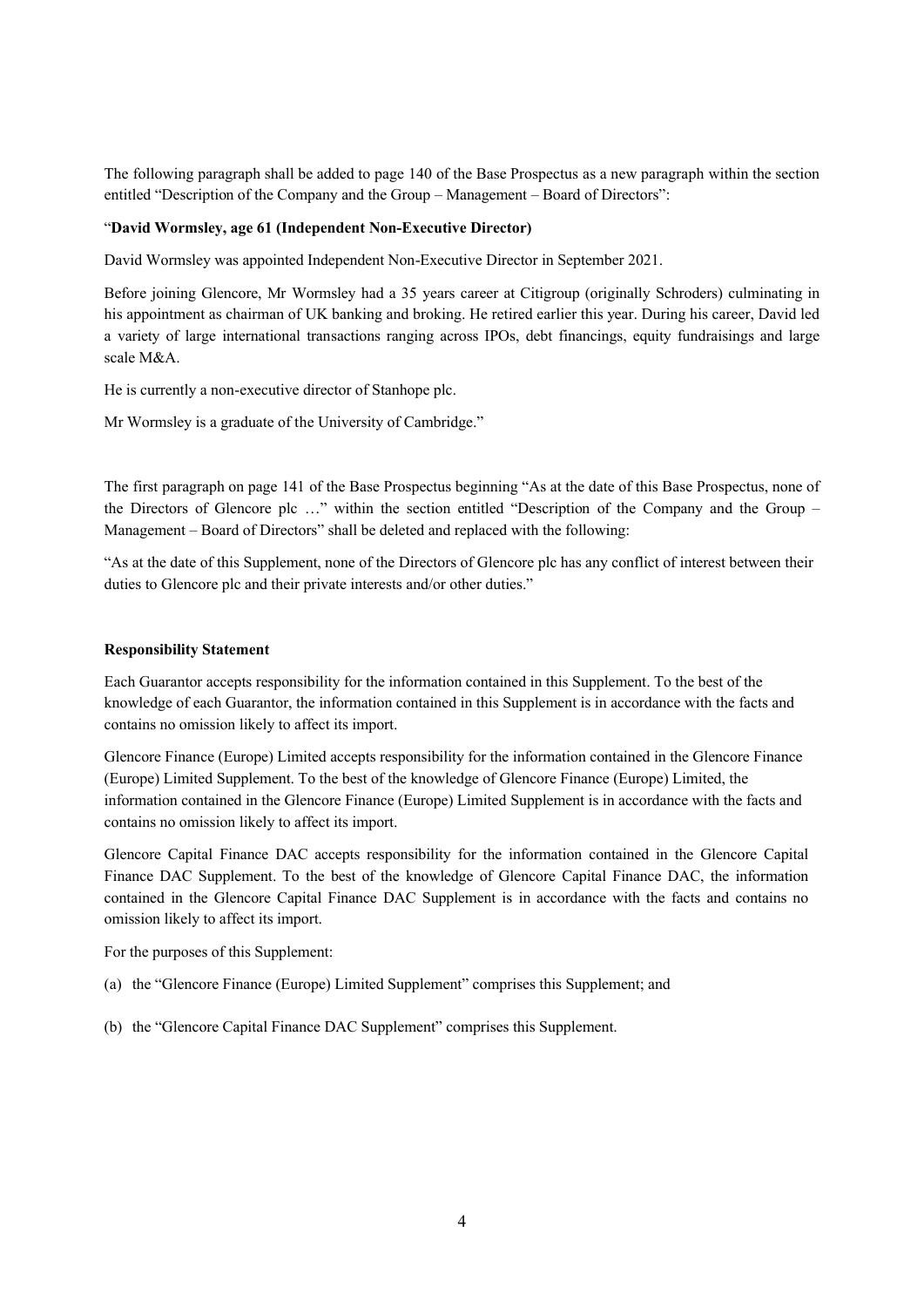The following paragraph shall be added to page 140 of the Base Prospectus as a new paragraph within the section entitled "Description of the Company and the Group – Management – Board of Directors":

"**David Wormsley, age 61 (Independent Non-Executive Director)**

David Wormsley was appointed Independent Non-Executive Director in September 2021.

Before joining Glencore, Mr Wormsley had a 35 years career at Citigroup (originally Schroders) culminating in his appointment as chairman of UK banking and broking. He retired earlier this year. During his career, David led a variety of large international transactions ranging across IPOs, debt financings, equity fundraisings and large scale M&A.

He is currently a non-executive director of Stanhope plc.

Mr Wormsley is a graduate of the University of Cambridge."

The first paragraph on page 141 of the Base Prospectus beginning "As at the date of this Base Prospectus, none of the Directors of Glencore plc …" within the section entitled "Description of the Company and the Group – Management – Board of Directors" shall be deleted and replaced with the following:

"As at the date of this Supplement, none of the Directors of Glencore plc has any conflict of interest between their duties to Glencore plc and their private interests and/or other duties."

**Responsibility Statement**

Each Guarantor accepts responsibility for the information contained in this Supplement. To the best of the knowledge of each Guarantor, the information contained in this Supplement is in accordance with the facts and contains no omission likely to affect its import.

Glencore Finance (Europe) Limited accepts responsibility for the information contained in the Glencore Finance (Europe) Limited Supplement. To the best of the knowledge of Glencore Finance (Europe) Limited, the information contained in the Glencore Finance (Europe) Limited Supplement is in accordance with the facts and contains no omission likely to affect its import.

Glencore Capital Finance DAC accepts responsibility for the information contained in the Glencore Capital Finance DAC Supplement. To the best of the knowledge of Glencore Capital Finance DAC, the information contained in the Glencore Capital Finance DAC Supplement is in accordance with the facts and contains no omission likely to affect its import.

For the purposes of this Supplement:

(a) the "Glencore Finance (Europe) Limited Supplement" comprises this Supplement; and

(b) the "Glencore Capital Finance DAC Supplement" comprises this Supplement.